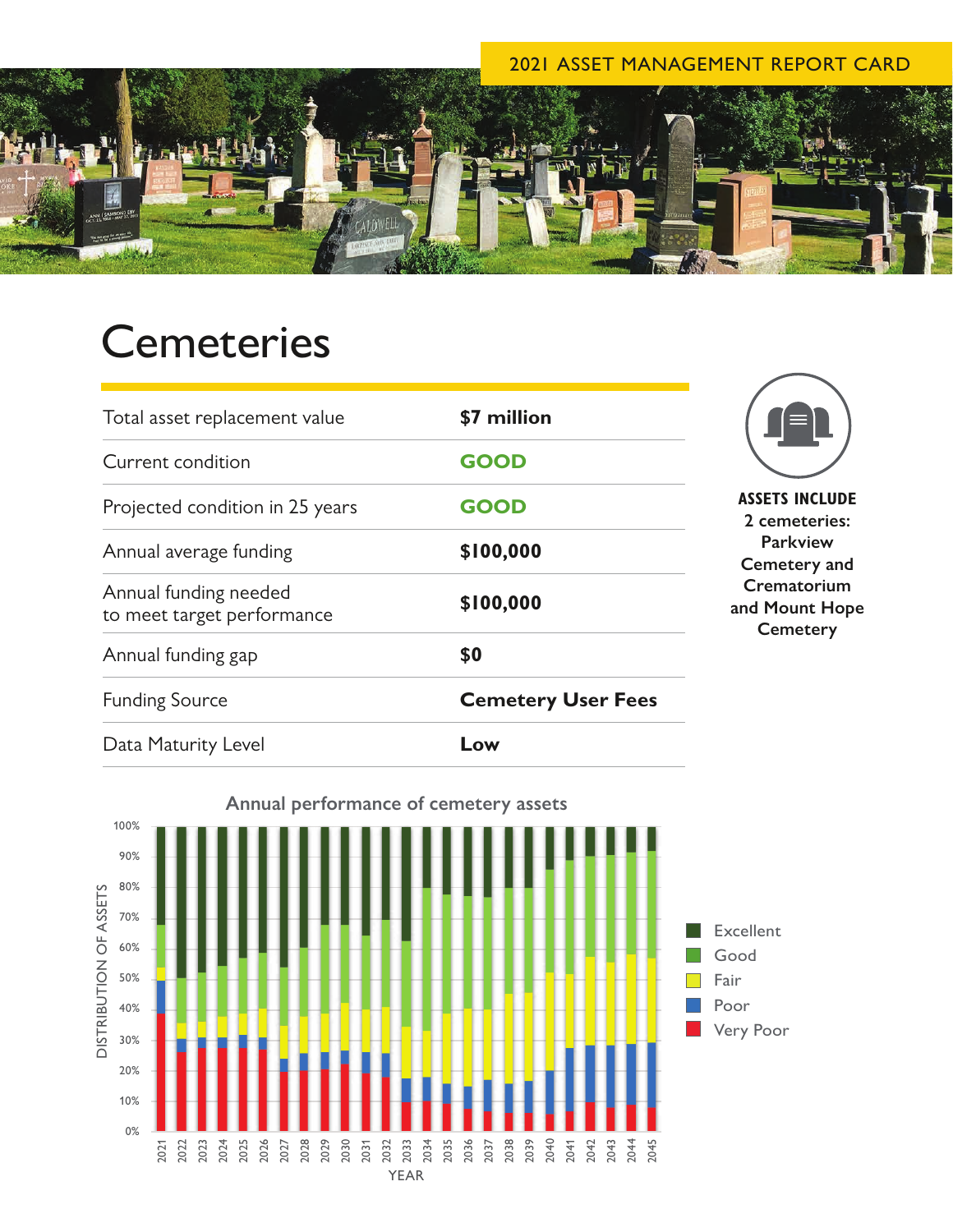2021 ASSET MANAGEMENT REPORT CARD

# Cemeteries

| | |
|---|---|
| Total asset replacement value | **$7 million** |
| Current condition | **GOOD** |
| Projected condition in 25 years | **GOOD** |
| Annual average funding | **$100,000** |
| Annual funding needed to meet target performance | **$100,000** |
| Annual funding gap | **$0** |
| Funding Source | **Cemetery User Fees** |
| Data Maturity Level | **Low** |

**ASSETS INCLUDE**
**2 cemeteries: Parkview Cemetery and Crematorium and Mount Hope Cemetery**

Annual performance of cemetery assets

DISTRIBUTION OF ASSETS: 0%, 10%, 20%, 30%, 40%, 50%, 60%, 70%, 80%, 90%, 100%

YEAR: 2021, 2022, 2023, 2024, 2025, 2026, 2027, 2028, 2029, 2030, 2031, 2032, 2033, 2034, 2035, 2036, 2037, 2038, 2039, 2040, 2041, 2042, 2043, 2044, 2045

Legend: Excellent, Good, Fair, Poor, Very Poor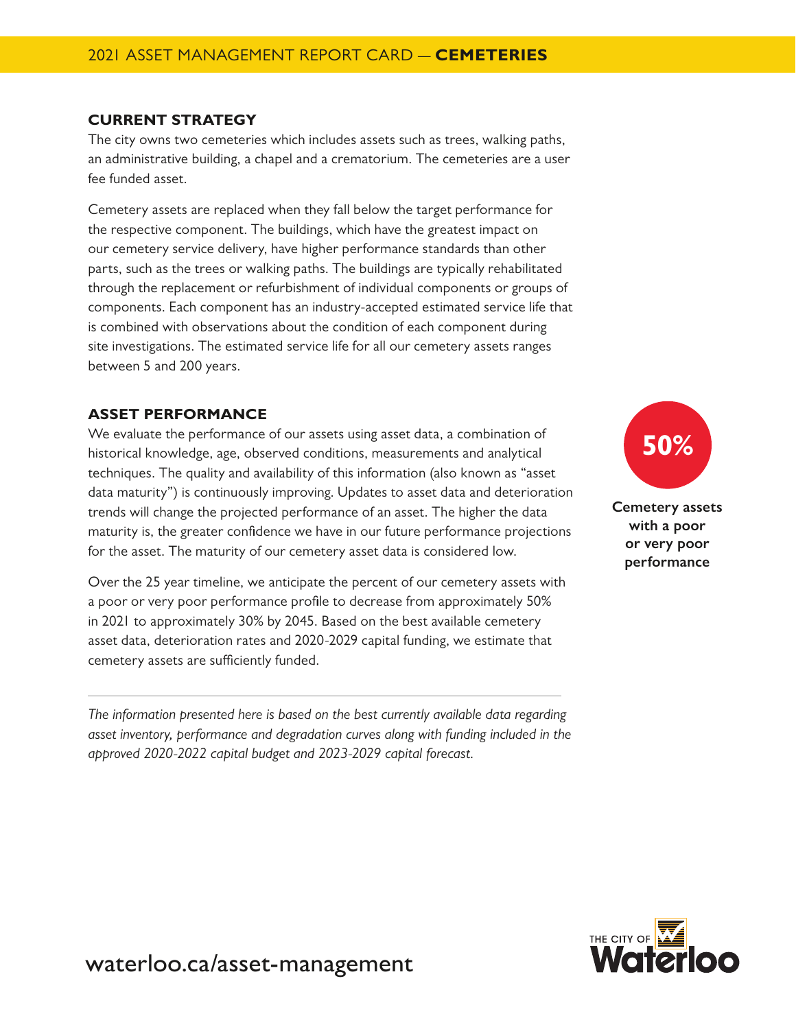## CURRENT STRATEGY

The city owns two cemeteries which includes assets such as trees, walking paths, an administrative building, a chapel and a crematorium. The cemeteries are a user fee funded asset.

Cemetery assets are replaced when they fall below the target performance for the respective component. The buildings, which have the greatest impact on our cemetery service delivery, have higher performance standards than other parts, such as the trees or walking paths. The buildings are typically rehabilitated through the replacement or refurbishment of individual components or groups of components. Each component has an industry-accepted estimated service life that is combined with observations about the condition of each component during site investigations. The estimated service life for all our cemetery assets ranges between 5 and 200 years.

## ASSET PERFORMANCE

We evaluate the performance of our assets using asset data, a combination of historical knowledge, age, observed conditions, measurements and analytical techniques. The quality and availability of this information (also known as "asset data maturity") is continuously improving. Updates to asset data and deterioration trends will change the projected performance of an asset. The higher the data maturity is, the greater confidence we have in our future performance projections for the asset. The maturity of our cemetery asset data is considered low.

**50%**

**Cemetery assets with a poor or very poor performance**

Over the 25 year timeline, we anticipate the percent of our cemetery assets with a poor or very poor performance profile to decrease from approximately 50% in 2021 to approximately 30% by 2045. Based on the best available cemetery asset data, deterioration rates and 2020-2029 capital funding, we estimate that cemetery assets are sufficiently funded.

---

*The information presented here is based on the best currently available data regarding asset inventory, performance and degradation curves along with funding included in the approved 2020-2022 capital budget and 2023-2029 capital forecast.*

waterloo.ca/asset-management

THE CITY OF Waterloo